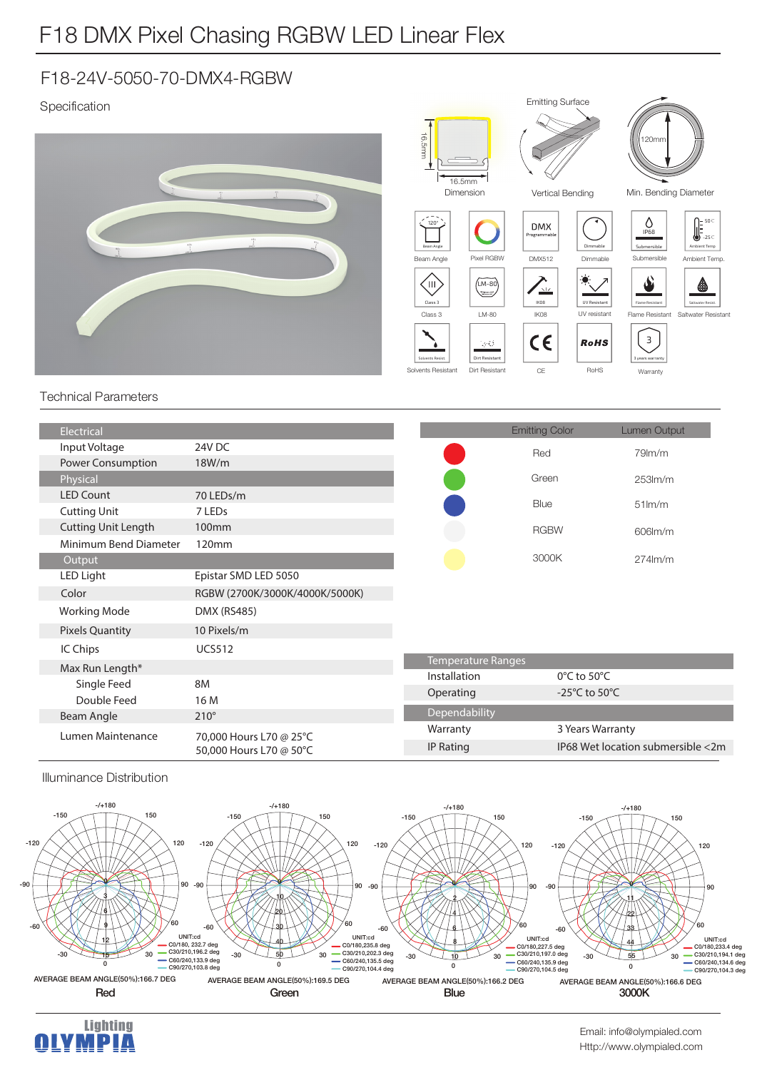# F18 DMX Pixel Chasing RGBW LED Linear Flex

## F18-24V-5050-70-DMX4-RGBW

### Specification

16.5mm
16.5mm
Dimension

Emitting Surface
Vertical Bending

120mm
Min. Bending Diameter

Beam Angle | Pixel RGBW | DMX512 | Dimmable | Submersible | Ambient Temp.

Class 3 | LM-80 | IK08 | UV resistant | Flame Resistant | Saltwater Resistant

Solvents Resistant | Dirt Resistant | CE | RoHS | Warranty

### Technical Parameters

| Electrical | |
|---|---|
| Input Voltage | 24V DC |
| Power Consumption | 18W/m |
| **Physical** | |
| LED Count | 70 LEDs/m |
| Cutting Unit | 7 LEDs |
| Cutting Unit Length | 100mm |
| Minimum Bend Diameter | 120mm |
| **Output** | |
| LED Light | Epistar SMD LED 5050 |
| Color | RGBW (2700K/3000K/4000K/5000K) |
| Working Mode | DMX (RS485) |
| Pixels Quantity | 10 Pixels/m |
| IC Chips | UCS512 |
| Max Run Length* | |
| Single Feed | 8M |
| Double Feed | 16 M |
| Beam Angle | 210° |
| Lumen Maintenance | 70,000 Hours L70 @ 25°C<br>50,000 Hours L70 @ 50°C |

| Emitting Color | Lumen Output |
|---|---|
| Red | 79lm/m |
| Green | 253lm/m |
| Blue | 51lm/m |
| RGBW | 606lm/m |
| 3000K | 274lm/m |

| Temperature Ranges | |
|---|---|
| Installation | 0°C to 50°C |
| Operating | -25°C to 50°C |
| **Dependability** | |
| Warranty | 3 Years Warranty |
| IP Rating | IP68 Wet location submersible <2m |

### Illuminance Distribution

**Red**
UNIT:cd
C0/180, 232.7 deg
C30/210,196.2 deg
C60/240,133.9 deg
C90/270,103.8 deg
AVERAGE BEAM ANGLE(50%):166.7 DEG

**Green**
UNIT:cd
C0/180,235.8 deg
C30/210,202.3 deg
C60/240,135.5 deg
C90/270,104.4 deg
AVERAGE BEAM ANGLE(50%):169.5 DEG

**Blue**
UNIT:cd
C0/180,227.5 deg
C30/210,197.0 deg
C60/240,135.9 deg
C90/270,104.5 deg
AVERAGE BEAM ANGLE(50%):166.2 DEG

**3000K**
UNIT:cd
C0/180,233.4 deg
C30/210,194.1 deg
C60/240,134.6 deg
C90/270,104.3 deg
AVERAGE BEAM ANGLE(50%):166.6 DEG

Lighting OLYMPIA

Email: info@olympialed.com
Http://www.olympialed.com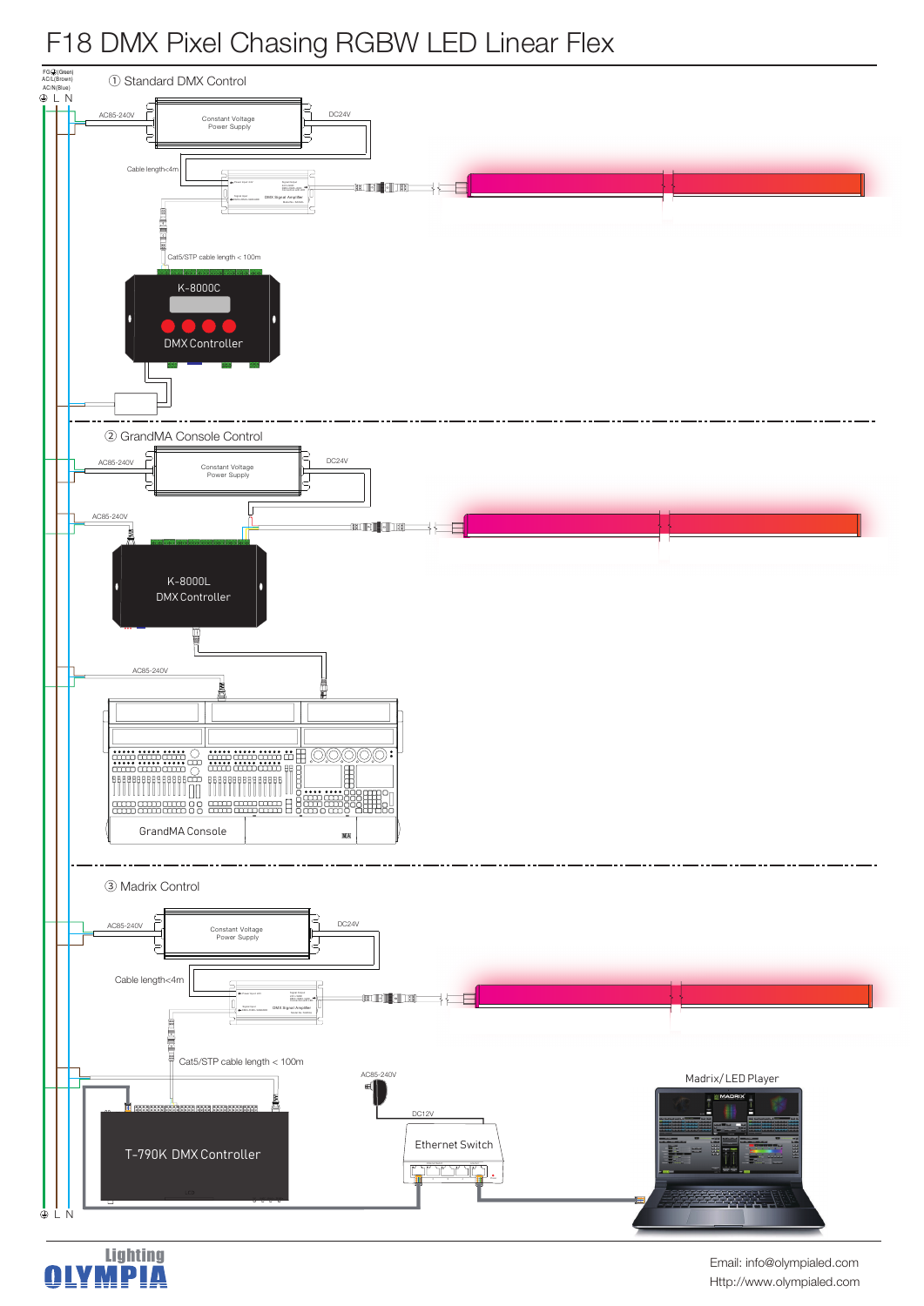# F18 DMX Pixel Chasing RGBW LED Linear Flex

FG(Green)
AC/L(Brown)
AC/N(Blue)

L N

## ① Standard DMX Control

AC85-240V

Constant Voltage Power Supply

DC24V

Cable length<4m

DMX Signal Amplifier

Cat5/STP cable length < 100m

K-8000C

DMX Controller

## ② GrandMA Console Control

AC85-240V

Constant Voltage Power Supply

DC24V

AC85-240V

K-8000L DMX Controller

AC85-240V

GrandMA Console

## ③ Madrix Control

AC85-240V

Constant Voltage Power Supply

DC24V

Cable length<4m

DMX Signal Amplifier

Cat5/STP cable length < 100m

AC85-240V

DC12V

T-790K DMX Controller

Ethernet Switch

Madrix/LED Player

L N

Lighting OLYMPIA

Email: info@olympialed.com

Http://www.olympialed.com